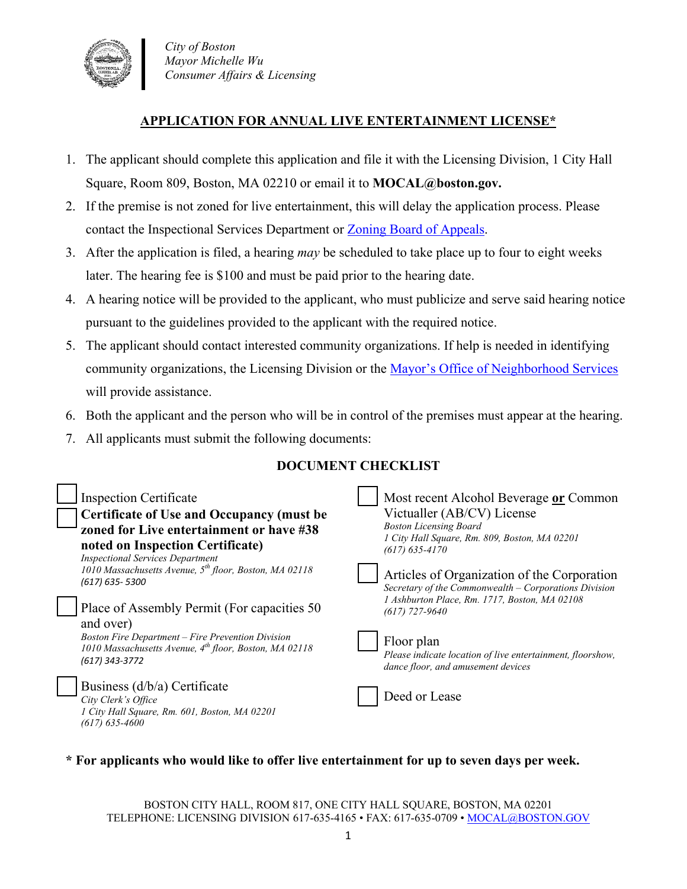*City of Boston*
*Mayor Michelle Wu*
*Consumer Affairs & Licensing*

## APPLICATION FOR ANNUAL LIVE ENTERTAINMENT LICENSE*

1. The applicant should complete this application and file it with the Licensing Division, 1 City Hall Square, Room 809, Boston, MA 02210 or email it to **MOCAL@boston.gov.**
2. If the premise is not zoned for live entertainment, this will delay the application process. Please contact the Inspectional Services Department or Zoning Board of Appeals.
3. After the application is filed, a hearing *may* be scheduled to take place up to four to eight weeks later. The hearing fee is $100 and must be paid prior to the hearing date.
4. A hearing notice will be provided to the applicant, who must publicize and serve said hearing notice pursuant to the guidelines provided to the applicant with the required notice.
5. The applicant should contact interested community organizations. If help is needed in identifying community organizations, the Licensing Division or the Mayor's Office of Neighborhood Services will provide assistance.
6. Both the applicant and the person who will be in control of the premises must appear at the hearing.
7. All applicants must submit the following documents:

### DOCUMENT CHECKLIST

- ☐ Inspection Certificate
- ☐ **Certificate of Use and Occupancy (must be zoned for Live entertainment or have #38 noted on Inspection Certificate)**
  *Inspectional Services Department*
  *1010 Massachusetts Avenue, 5th floor, Boston, MA 02118*
  *(617) 635- 5300*
- ☐ Place of Assembly Permit (For capacities 50 and over)
  *Boston Fire Department – Fire Prevention Division*
  *1010 Massachusetts Avenue, 4th floor, Boston, MA 02118*
  *(617) 343-3772*
- ☐ Business (d/b/a) Certificate
  *City Clerk's Office*
  *1 City Hall Square, Rm. 601, Boston, MA 02201*
  *(617) 635-4600*
- ☐ Most recent Alcohol Beverage **or** Common Victualler (AB/CV) License
  *Boston Licensing Board*
  *1 City Hall Square, Rm. 809, Boston, MA 02201*
  *(617) 635-4170*
- ☐ Articles of Organization of the Corporation
  *Secretary of the Commonwealth – Corporations Division*
  *1 Ashburton Place, Rm. 1717, Boston, MA 02108*
  *(617) 727-9640*
- ☐ Floor plan
  *Please indicate location of live entertainment, floorshow, dance floor, and amusement devices*
- ☐ Deed or Lease

**\* For applicants who would like to offer live entertainment for up to seven days per week.**

BOSTON CITY HALL, ROOM 817, ONE CITY HALL SQUARE, BOSTON, MA 02201
TELEPHONE: LICENSING DIVISION 617-635-4165 • FAX: 617-635-0709 • MOCAL@BOSTON.GOV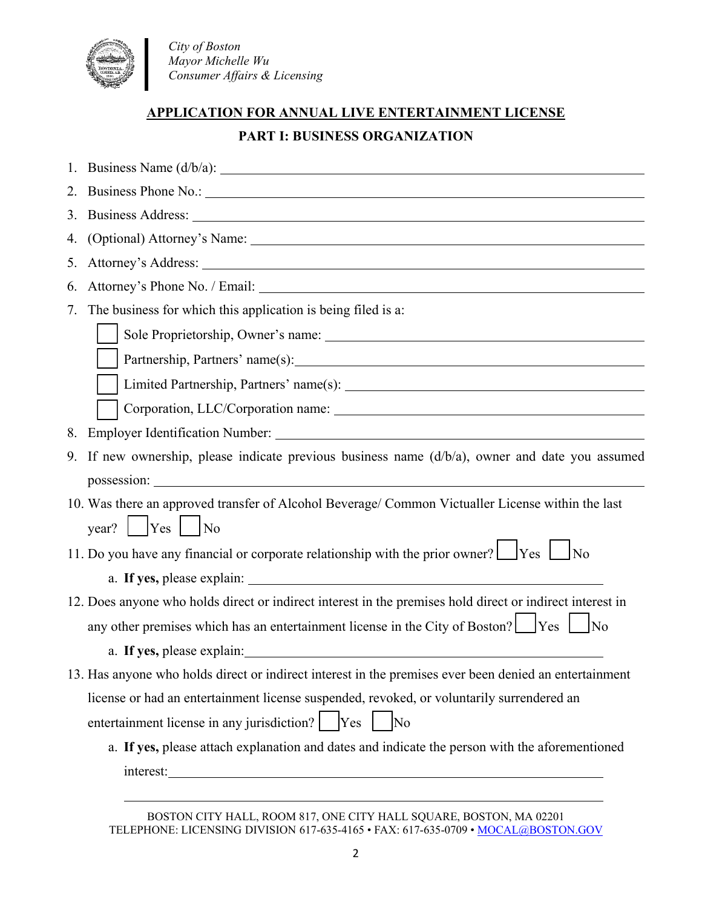City of Boston
Mayor Michelle Wu
Consumer Affairs & Licensing

# APPLICATION FOR ANNUAL LIVE ENTERTAINMENT LICENSE

## PART I: BUSINESS ORGANIZATION

1. Business Name (d/b/a): ______________________________
2. Business Phone No.: ______________________________
3. Business Address: ______________________________
4. (Optional) Attorney's Name: ______________________________
5. Attorney's Address: ______________________________
6. Attorney's Phone No. / Email: ______________________________
7. The business for which this application is being filed is a:
   - ☐ Sole Proprietorship, Owner's name: ______________________________
   - ☐ Partnership, Partners' name(s): ______________________________
   - ☐ Limited Partnership, Partners' name(s): ______________________________
   - ☐ Corporation, LLC/Corporation name: ______________________________
8. Employer Identification Number: ______________________________
9. If new ownership, please indicate previous business name (d/b/a), owner and date you assumed possession: ______________________________
10. Was there an approved transfer of Alcohol Beverage/ Common Victualler License within the last year? ☐ Yes ☐ No
11. Do you have any financial or corporate relationship with the prior owner? ☐ Yes ☐ No
    a. **If yes,** please explain: ______________________________
12. Does anyone who holds direct or indirect interest in the premises hold direct or indirect interest in any other premises which has an entertainment license in the City of Boston? ☐ Yes ☐ No
    a. **If yes,** please explain: ______________________________
13. Has anyone who holds direct or indirect interest in the premises ever been denied an entertainment license or had an entertainment license suspended, revoked, or voluntarily surrendered an entertainment license in any jurisdiction? ☐ Yes ☐ No
    a. **If yes,** please attach explanation and dates and indicate the person with the aforementioned interest: ______________________________

BOSTON CITY HALL, ROOM 817, ONE CITY HALL SQUARE, BOSTON, MA 02201
TELEPHONE: LICENSING DIVISION 617-635-4165 • FAX: 617-635-0709 • MOCAL@BOSTON.GOV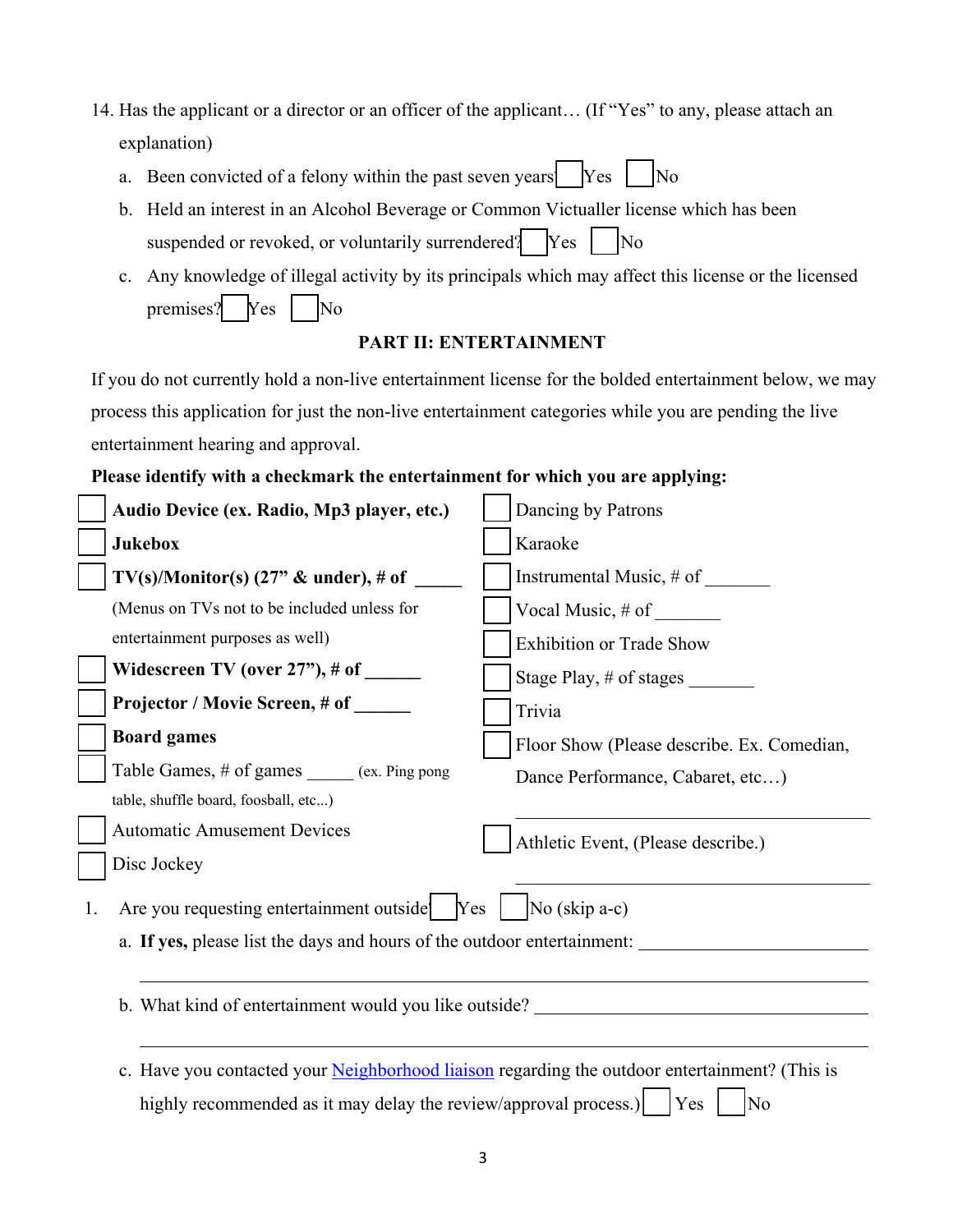14. Has the applicant or a director or an officer of the applicant… (If "Yes" to any, please attach an explanation)

   a. Been convicted of a felony within the past seven years ☐ Yes ☐ No

   b. Held an interest in an Alcohol Beverage or Common Victualler license which has been suspended or revoked, or voluntarily surrendered? ☐ Yes ☐ No

   c. Any knowledge of illegal activity by its principals which may affect this license or the licensed premises? ☐ Yes ☐ No

## PART II: ENTERTAINMENT

If you do not currently hold a non-live entertainment license for the bolded entertainment below, we may process this application for just the non-live entertainment categories while you are pending the live entertainment hearing and approval.

**Please identify with a checkmark the entertainment for which you are applying:**

- ☐ **Audio Device (ex. Radio, Mp3 player, etc.)**
- ☐ **Jukebox**
- ☐ **TV(s)/Monitor(s) (27" & under), # of _____**
  (Menus on TVs not to be included unless for entertainment purposes as well)
- ☐ **Widescreen TV (over 27"), # of ______**
- ☐ **Projector / Movie Screen, # of ______**
- ☐ **Board games**
- ☐ Table Games, # of games _____ (ex. Ping pong table, shuffle board, foosball, etc...)
- ☐ Automatic Amusement Devices
- ☐ Disc Jockey
- ☐ Dancing by Patrons
- ☐ Karaoke
- ☐ Instrumental Music, # of _______
- ☐ Vocal Music, # of _______
- ☐ Exhibition or Trade Show
- ☐ Stage Play, # of stages _______
- ☐ Trivia
- ☐ Floor Show (Please describe. Ex. Comedian, Dance Performance, Cabaret, etc…)
  ________________________________________
- ☐ Athletic Event, (Please describe.)
  ________________________________________

1. Are you requesting entertainment outside? ☐ Yes ☐ No (skip a-c)

   a. **If yes,** please list the days and hours of the outdoor entertainment: ________________________
   ________________________________________________________________

   b. What kind of entertainment would you like outside? ________________________________
   ________________________________________________________________

   c. Have you contacted your Neighborhood liaison regarding the outdoor entertainment? (This is highly recommended as it may delay the review/approval process.) ☐ Yes ☐ No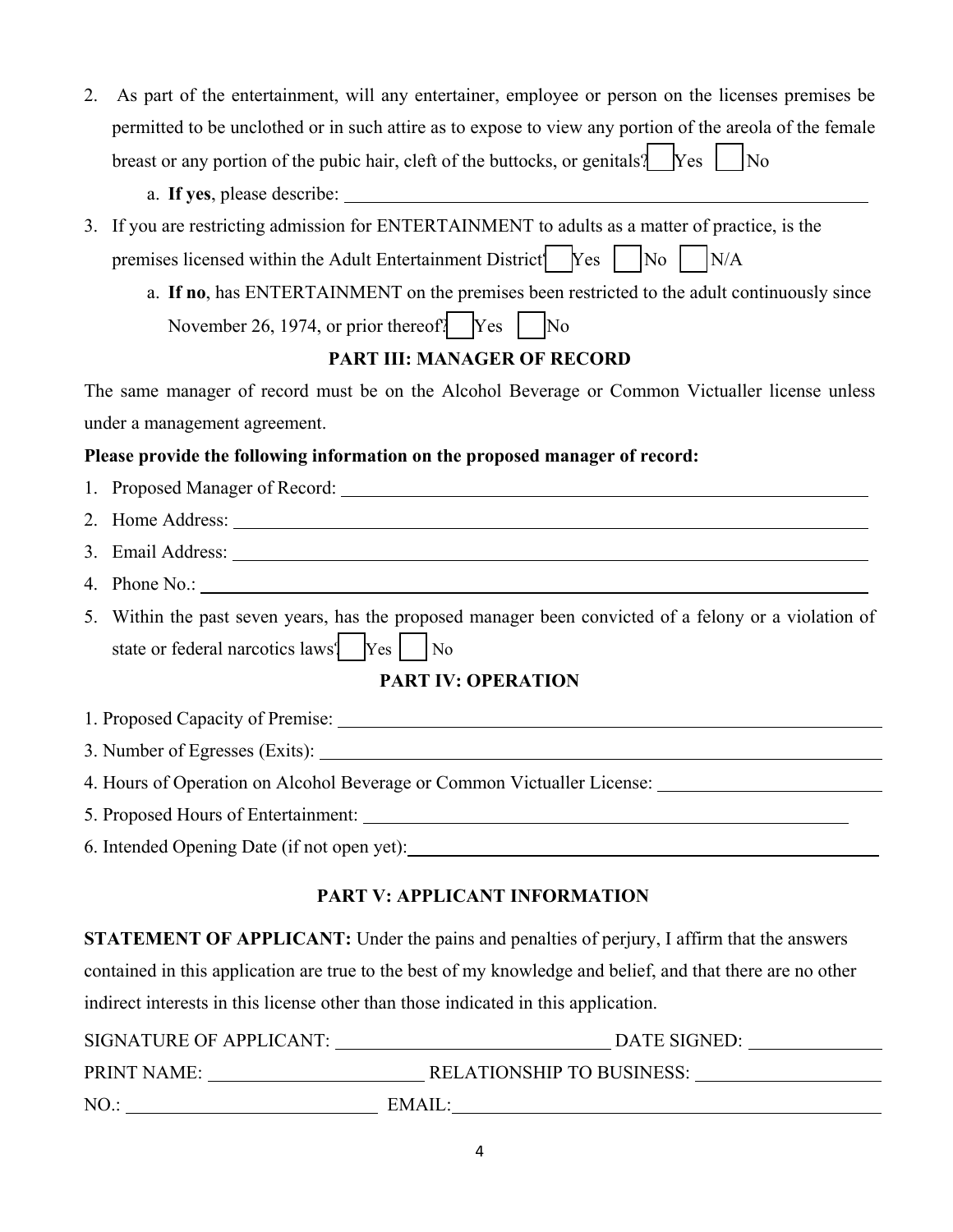2. As part of the entertainment, will any entertainer, employee or person on the licenses premises be permitted to be unclothed or in such attire as to expose to view any portion of the areola of the female breast or any portion of the pubic hair, cleft of the buttocks, or genitals? ☐ Yes ☐ No
   a. **If yes**, please describe: ____________________
3. If you are restricting admission for ENTERTAINMENT to adults as a matter of practice, is the premises licensed within the Adult Entertainment District? ☐ Yes ☐ No ☐ N/A
   a. **If no**, has ENTERTAINMENT on the premises been restricted to the adult continuously since November 26, 1974, or prior thereof? ☐ Yes ☐ No

## PART III: MANAGER OF RECORD

The same manager of record must be on the Alcohol Beverage or Common Victualler license unless under a management agreement.

**Please provide the following information on the proposed manager of record:**

1. Proposed Manager of Record: ____________________
2. Home Address: ____________________
3. Email Address: ____________________
4. Phone No.: ____________________
5. Within the past seven years, has the proposed manager been convicted of a felony or a violation of state or federal narcotics laws? ☐ Yes ☐ No

## PART IV: OPERATION

1. Proposed Capacity of Premise: ____________________

3. Number of Egresses (Exits): ____________________

4. Hours of Operation on Alcohol Beverage or Common Victualler License: ____________________

5. Proposed Hours of Entertainment: ____________________

6. Intended Opening Date (if not open yet): ____________________

## PART V: APPLICANT INFORMATION

**STATEMENT OF APPLICANT:** Under the pains and penalties of perjury, I affirm that the answers contained in this application are true to the best of my knowledge and belief, and that there are no other indirect interests in this license other than those indicated in this application.

SIGNATURE OF APPLICANT: ____________________ DATE SIGNED: ____________________

PRINT NAME: ____________________ RELATIONSHIP TO BUSINESS: ____________________

NO.: ____________________ EMAIL: ____________________